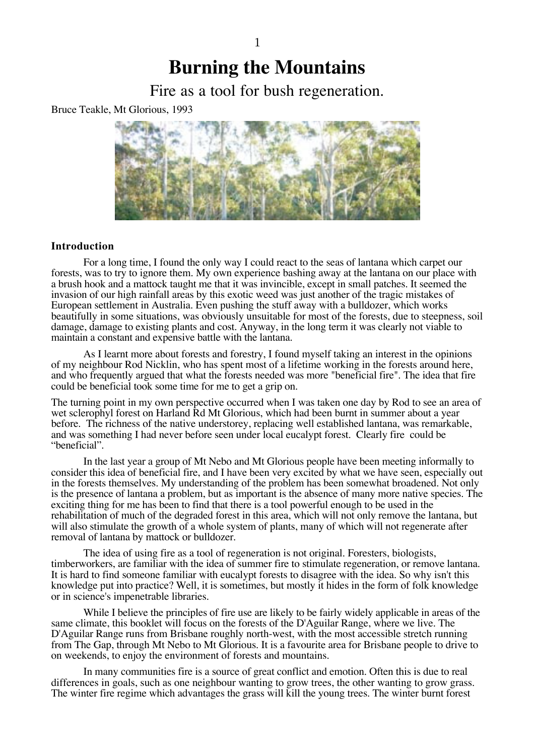# Burning the Mountains

Fire as a tool for bush regeneration.

Bruce Teakle, Mt Glorious, 1993

### Introduction

For a long time, I found the only way I could react to the seas of lantana which carpet our forests, was to try to ignore them. My own experience bashing away at the lantana on our place with a brush hook and a mattock taught me that it was invincible, except in small patches. It seemed the invasion of our high rainfall areas by this exotic weed was just another of the tragic mistakes of European settlement in Australia. Even pushing the stuff away with a bulldozer, which works beautifully in some situations, was obviously unsuitable for most of the forests, due to steepness, soil damage, damage to existing plants and cost. Anyway, in the long term it was clearly not viable to maintain a constant and expensive battle with the lantana.

As I learnt more about forests and forestry, I found myself taking an interest in the opinions of my neighbour Rod Nicklin, who has spent most of a lifetime working in the forests around here, and who frequently argued that what the forests needed was more "beneficial fire". The idea that fire could be beneficial took some time for me to get a grip on.

The turning point in my own perspective occurred when I was taken one day by Rod to see an area of wet sclerophyl forest on Harland Rd Mt Glorious, which had been burnt in summer about a year before. The richness of the native understorey, replacing well established lantana, was remarkable, and was something I had never before seen under local eucalypt forest. Clearly fire could be "beneficial".

In the last year a group of Mt Nebo and Mt Glorious people have been meeting informally to consider this idea of beneficial fire, and I have been very excited by what we have seen, especially out in the forests themselves. My understanding of the problem has been somewhat broadened. Not only is the presence of lantana a problem, but as important is the absence of many more native species. The exciting thing for me has been to find that there is a tool powerful enough to be used in the rehabilitation of much of the degraded forest in this area, which will not only remove the lantana, but will also stimulate the growth of a whole system of plants, many of which will not regenerate after removal of lantana by mattock or bulldozer.

The idea of using fire as a tool of regeneration is not original. Foresters, biologists, timberworkers, are familiar with the idea of summer fire to stimulate regeneration, or remove lantana. It is hard to find someone familiar with eucalypt forests to disagree with the idea. So why isn't this knowledge put into practice? Well, it is sometimes, but mostly it hides in the form of folk knowledge or in science's impenetrable libraries.

While I believe the principles of fire use are likely to be fairly widely applicable in areas of the same climate, this booklet will focus on the forests of the D'Aguilar Range, where we live. The D'Aguilar Range runs from Brisbane roughly north-west, with the most accessible stretch running from The Gap, through Mt Nebo to Mt Glorious. It is a favourite area for Brisbane people to drive to on weekends, to enjoy the environment of forests and mountains.

In many communities fire is a source of great conflict and emotion. Often this is due to real differences in goals, such as one neighbour wanting to grow trees, the other wanting to grow grass. The winter fire regime which advantages the grass will kill the young trees. The winter burnt forest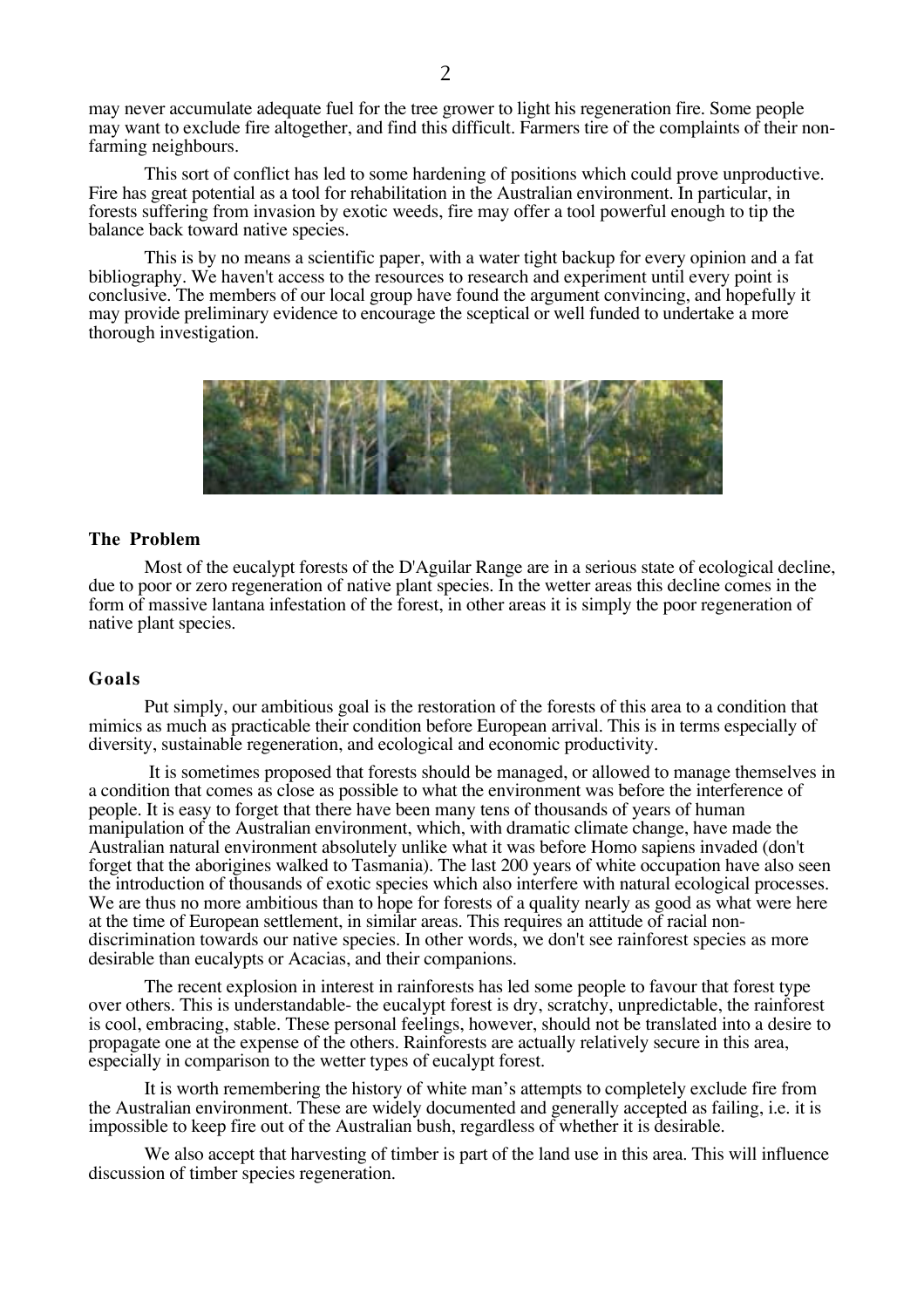may never accumulate adequate fuel for the tree grower to light his regeneration fire. Some people may want to exclude fire altogether, and find this difficult. Farmers tire of the complaints of their non-farming neighbours.

This sort of conflict has led to some hardening of positions which could prove unproductive. Fire has great potential as a tool for rehabilitation in the Australian environment. In particular, in forests suffering from invasion by exotic weeds, fire may offer a tool powerful enough to tip the balance back toward native species.

This is by no means a scientific paper, with a water tight backup for every opinion and a fat bibliography. We haven't access to the resources to research and experiment until every point is conclusive. The members of our local group have found the argument convincing, and hopefully it may provide preliminary evidence to encourage the sceptical or well funded to undertake a more thorough investigation.

### The Problem

Most of the eucalypt forests of the D'Aguilar Range are in a serious state of ecological decline, due to poor or zero regeneration of native plant species. In the wetter areas this decline comes in the form of massive lantana infestation of the forest, in other areas it is simply the poor regeneration of native plant species.

### Goals

Put simply, our ambitious goal is the restoration of the forests of this area to a condition that mimics as much as practicable their condition before European arrival. This is in terms especially of diversity, sustainable regeneration, and ecological and economic productivity.

It is sometimes proposed that forests should be managed, or allowed to manage themselves in a condition that comes as close as possible to what the environment was before the interference of people. It is easy to forget that there have been many tens of thousands of years of human manipulation of the Australian environment, which, with dramatic climate change, have made the Australian natural environment absolutely unlike what it was before Homo sapiens invaded (don't forget that the aborigines walked to Tasmania). The last 200 years of white occupation have also seen the introduction of thousands of exotic species which also interfere with natural ecological processes. We are thus no more ambitious than to hope for forests of a quality nearly as good as what were here at the time of European settlement, in similar areas. This requires an attitude of racial non-discrimination towards our native species. In other words, we don't see rainforest species as more desirable than eucalypts or Acacias, and their companions.

The recent explosion in interest in rainforests has led some people to favour that forest type over others. This is understandable- the eucalypt forest is dry, scratchy, unpredictable, the rainforest is cool, embracing, stable. These personal feelings, however, should not be translated into a desire to propagate one at the expense of the others. Rainforests are actually relatively secure in this area, especially in comparison to the wetter types of eucalypt forest.

It is worth remembering the history of white man's attempts to completely exclude fire from the Australian environment. These are widely documented and generally accepted as failing, i.e. it is impossible to keep fire out of the Australian bush, regardless of whether it is desirable.

We also accept that harvesting of timber is part of the land use in this area. This will influence discussion of timber species regeneration.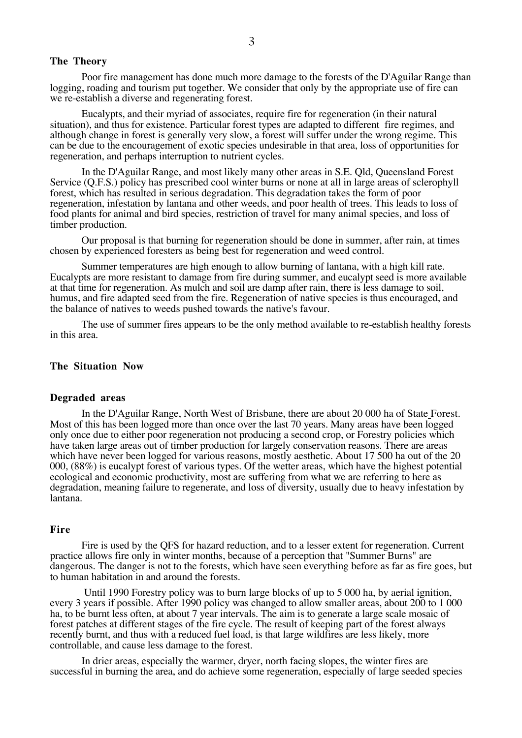## The Theory

Poor fire management has done much more damage to the forests of the D'Aguilar Range than logging, roading and tourism put together. We consider that only by the appropriate use of fire can we re-establish a diverse and regenerating forest.

Eucalypts, and their myriad of associates, require fire for regeneration (in their natural situation), and thus for existence. Particular forest types are adapted to different fire regimes, and although change in forest is generally very slow, a forest will suffer under the wrong regime. This can be due to the encouragement of exotic species undesirable in that area, loss of opportunities for regeneration, and perhaps interruption to nutrient cycles.

In the D'Aguilar Range, and most likely many other areas in S.E. Qld, Queensland Forest Service (Q.F.S.) policy has prescribed cool winter burns or none at all in large areas of sclerophyll forest, which has resulted in serious degradation. This degradation takes the form of poor regeneration, infestation by lantana and other weeds, and poor health of trees. This leads to loss of food plants for animal and bird species, restriction of travel for many animal species, and loss of timber production.

Our proposal is that burning for regeneration should be done in summer, after rain, at times chosen by experienced foresters as being best for regeneration and weed control.

Summer temperatures are high enough to allow burning of lantana, with a high kill rate. Eucalypts are more resistant to damage from fire during summer, and eucalypt seed is more available at that time for regeneration. As mulch and soil are damp after rain, there is less damage to soil, humus, and fire adapted seed from the fire. Regeneration of native species is thus encouraged, and the balance of natives to weeds pushed towards the native's favour.

The use of summer fires appears to be the only method available to re-establish healthy forests in this area.

## The Situation Now

### Degraded areas

In the D'Aguilar Range, North West of Brisbane, there are about 20 000 ha of State Forest. Most of this has been logged more than once over the last 70 years. Many areas have been logged only once due to either poor regeneration not producing a second crop, or Forestry policies which have taken large areas out of timber production for largely conservation reasons. There are areas which have never been logged for various reasons, mostly aesthetic. About 17 500 ha out of the 20 000, (88%) is eucalypt forest of various types. Of the wetter areas, which have the highest potential ecological and economic productivity, most are suffering from what we are referring to here as degradation, meaning failure to regenerate, and loss of diversity, usually due to heavy infestation by lantana.

### Fire

Fire is used by the QFS for hazard reduction, and to a lesser extent for regeneration. Current practice allows fire only in winter months, because of a perception that "Summer Burns" are dangerous. The danger is not to the forests, which have seen everything before as far as fire goes, but to human habitation in and around the forests.

Until 1990 Forestry policy was to burn large blocks of up to 5 000 ha, by aerial ignition, every 3 years if possible. After 1990 policy was changed to allow smaller areas, about 200 to 1 000 ha, to be burnt less often, at about 7 year intervals. The aim is to generate a large scale mosaic of forest patches at different stages of the fire cycle. The result of keeping part of the forest always recently burnt, and thus with a reduced fuel load, is that large wildfires are less likely, more controllable, and cause less damage to the forest.

In drier areas, especially the warmer, dryer, north facing slopes, the winter fires are successful in burning the area, and do achieve some regeneration, especially of large seeded species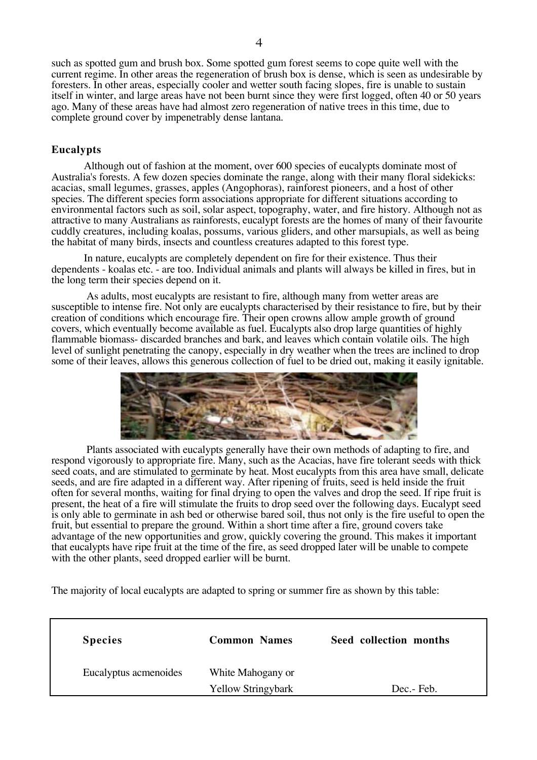such as spotted gum and brush box. Some spotted gum forest seems to cope quite well with the current regime. In other areas the regeneration of brush box is dense, which is seen as undesirable by foresters. In other areas, especially cooler and wetter south facing slopes, fire is unable to sustain itself in winter, and large areas have not been burnt since they were first logged, often 40 or 50 years ago. Many of these areas have had almost zero regeneration of native trees in this time, due to complete ground cover by impenetrably dense lantana.

## Eucalypts

Although out of fashion at the moment, over 600 species of eucalypts dominate most of Australia's forests. A few dozen species dominate the range, along with their many floral sidekicks: acacias, small legumes, grasses, apples (Angophoras), rainforest pioneers, and a host of other species. The different species form associations appropriate for different situations according to environmental factors such as soil, solar aspect, topography, water, and fire history. Although not as attractive to many Australians as rainforests, eucalypt forests are the homes of many of their favourite cuddly creatures, including koalas, possums, various gliders, and other marsupials, as well as being the habitat of many birds, insects and countless creatures adapted to this forest type.

In nature, eucalypts are completely dependent on fire for their existence. Thus their dependents - koalas etc. - are too. Individual animals and plants will always be killed in fires, but in the long term their species depend on it.

As adults, most eucalypts are resistant to fire, although many from wetter areas are susceptible to intense fire. Not only are eucalypts characterised by their resistance to fire, but by their creation of conditions which encourage fire. Their open crowns allow ample growth of ground covers, which eventually become available as fuel. Eucalypts also drop large quantities of highly flammable biomass- discarded branches and bark, and leaves which contain volatile oils. The high level of sunlight penetrating the canopy, especially in dry weather when the trees are inclined to drop some of their leaves, allows this generous collection of fuel to be dried out, making it easily ignitable.

Plants associated with eucalypts generally have their own methods of adapting to fire, and respond vigorously to appropriate fire. Many, such as the Acacias, have fire tolerant seeds with thick seed coats, and are stimulated to germinate by heat. Most eucalypts from this area have small, delicate seeds, and are fire adapted in a different way. After ripening of fruits, seed is held inside the fruit often for several months, waiting for final drying to open the valves and drop the seed. If ripe fruit is present, the heat of a fire will stimulate the fruits to drop seed over the following days. Eucalypt seed is only able to germinate in ash bed or otherwise bared soil, thus not only is the fire useful to open the fruit, but essential to prepare the ground. Within a short time after a fire, ground covers take advantage of the new opportunities and grow, quickly covering the ground. This makes it important that eucalypts have ripe fruit at the time of the fire, as seed dropped later will be unable to compete with the other plants, seed dropped earlier will be burnt.

The majority of local eucalypts are adapted to spring or summer fire as shown by this table:

| Species | Common Names | Seed collection months |
|---|---|---|
| Eucalyptus acmenoides | White Mahogany or Yellow Stringybark | Dec.- Feb. |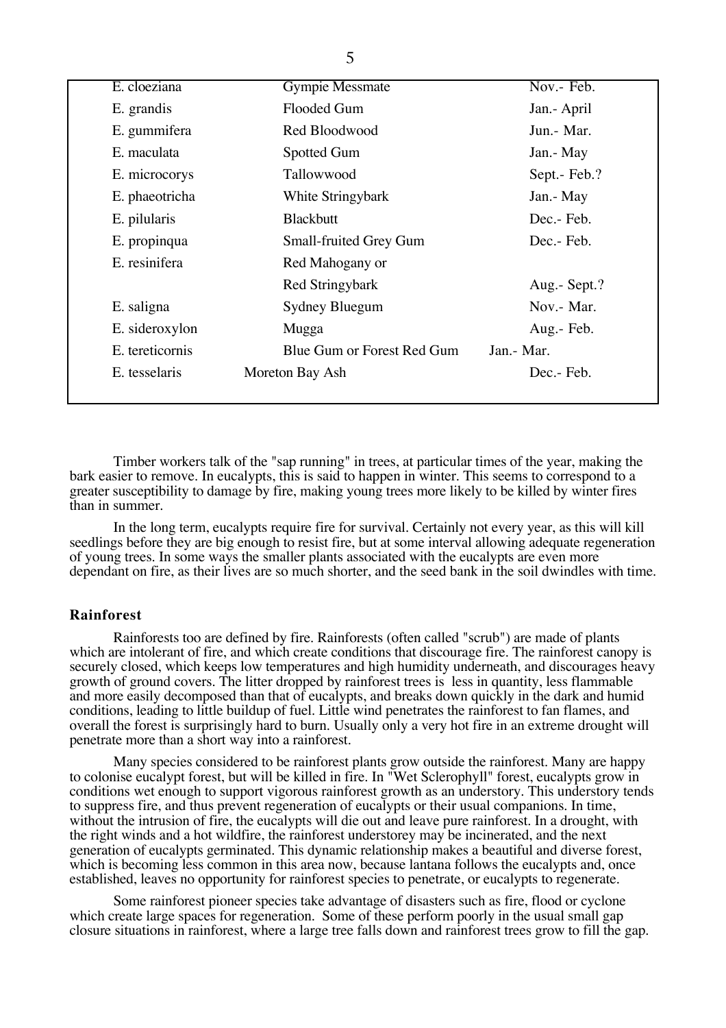| | | |
|---|---|---|
| E. cloeziana | Gympie Messmate | Nov.- Feb. |
| E. grandis | Flooded Gum | Jan.- April |
| E. gummifera | Red Bloodwood | Jun.- Mar. |
| E. maculata | Spotted Gum | Jan.- May |
| E. microcorys | Tallowwood | Sept.- Feb.? |
| E. phaeotricha | White Stringybark | Jan.- May |
| E. pilularis | Blackbutt | Dec.- Feb. |
| E. propinqua | Small-fruited Grey Gum | Dec.- Feb. |
| E. resinifera | Red Mahogany or Red Stringybark | Aug.- Sept.? |
| E. saligna | Sydney Bluegum | Nov.- Mar. |
| E. sideroxylon | Mugga | Aug.- Feb. |
| E. tereticornis | Blue Gum or Forest Red Gum | Jan.- Mar. |
| E. tesselaris | Moreton Bay Ash | Dec.- Feb. |

Timber workers talk of the "sap running" in trees, at particular times of the year, making the bark easier to remove. In eucalypts, this is said to happen in winter. This seems to correspond to a greater susceptibility to damage by fire, making young trees more likely to be killed by winter fires than in summer.

In the long term, eucalypts require fire for survival. Certainly not every year, as this will kill seedlings before they are big enough to resist fire, but at some interval allowing adequate regeneration of young trees. In some ways the smaller plants associated with the eucalypts are even more dependant on fire, as their lives are so much shorter, and the seed bank in the soil dwindles with time.

### Rainforest

Rainforests too are defined by fire. Rainforests (often called "scrub") are made of plants which are intolerant of fire, and which create conditions that discourage fire. The rainforest canopy is securely closed, which keeps low temperatures and high humidity underneath, and discourages heavy growth of ground covers. The litter dropped by rainforest trees is less in quantity, less flammable and more easily decomposed than that of eucalypts, and breaks down quickly in the dark and humid conditions, leading to little buildup of fuel. Little wind penetrates the rainforest to fan flames, and overall the forest is surprisingly hard to burn. Usually only a very hot fire in an extreme drought will penetrate more than a short way into a rainforest.

Many species considered to be rainforest plants grow outside the rainforest. Many are happy to colonise eucalypt forest, but will be killed in fire. In "Wet Sclerophyll" forest, eucalypts grow in conditions wet enough to support vigorous rainforest growth as an understory. This understory tends to suppress fire, and thus prevent regeneration of eucalypts or their usual companions. In time, without the intrusion of fire, the eucalypts will die out and leave pure rainforest. In a drought, with the right winds and a hot wildfire, the rainforest understorey may be incinerated, and the next generation of eucalypts germinated. This dynamic relationship makes a beautiful and diverse forest, which is becoming less common in this area now, because lantana follows the eucalypts and, once established, leaves no opportunity for rainforest species to penetrate, or eucalypts to regenerate.

Some rainforest pioneer species take advantage of disasters such as fire, flood or cyclone which create large spaces for regeneration. Some of these perform poorly in the usual small gap closure situations in rainforest, where a large tree falls down and rainforest trees grow to fill the gap.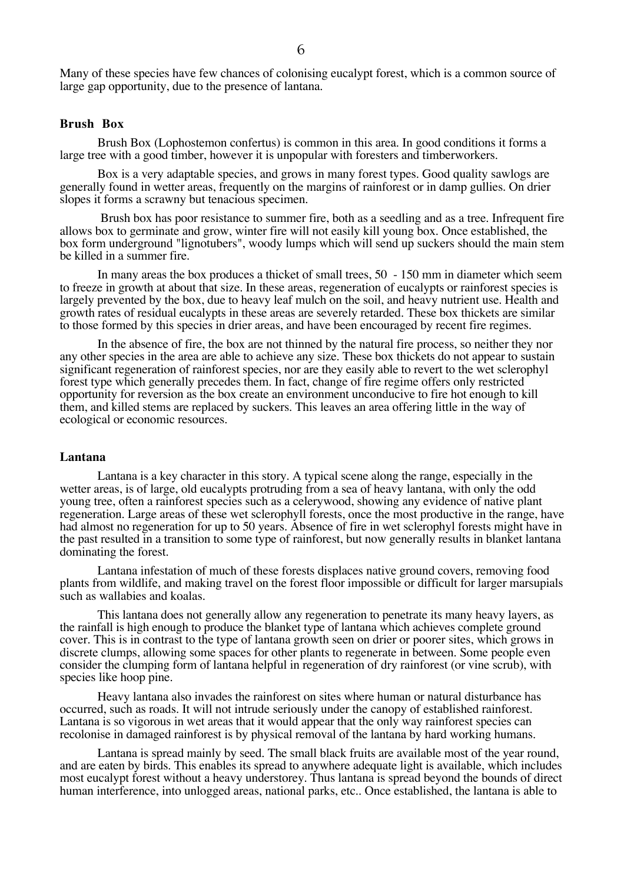Many of these species have few chances of colonising eucalypt forest, which is a common source of large gap opportunity, due to the presence of lantana.

### Brush Box

Brush Box (Lophostemon confertus) is common in this area. In good conditions it forms a large tree with a good timber, however it is unpopular with foresters and timberworkers.

Box is a very adaptable species, and grows in many forest types. Good quality sawlogs are generally found in wetter areas, frequently on the margins of rainforest or in damp gullies. On drier slopes it forms a scrawny but tenacious specimen.

Brush box has poor resistance to summer fire, both as a seedling and as a tree. Infrequent fire allows box to germinate and grow, winter fire will not easily kill young box. Once established, the box form underground "lignotubers", woody lumps which will send up suckers should the main stem be killed in a summer fire.

In many areas the box produces a thicket of small trees, 50 - 150 mm in diameter which seem to freeze in growth at about that size. In these areas, regeneration of eucalypts or rainforest species is largely prevented by the box, due to heavy leaf mulch on the soil, and heavy nutrient use. Health and growth rates of residual eucalypts in these areas are severely retarded. These box thickets are similar to those formed by this species in drier areas, and have been encouraged by recent fire regimes.

In the absence of fire, the box are not thinned by the natural fire process, so neither they nor any other species in the area are able to achieve any size. These box thickets do not appear to sustain significant regeneration of rainforest species, nor are they easily able to revert to the wet sclerophyl forest type which generally precedes them. In fact, change of fire regime offers only restricted opportunity for reversion as the box create an environment unconducive to fire hot enough to kill them, and killed stems are replaced by suckers. This leaves an area offering little in the way of ecological or economic resources.

### Lantana

Lantana is a key character in this story. A typical scene along the range, especially in the wetter areas, is of large, old eucalypts protruding from a sea of heavy lantana, with only the odd young tree, often a rainforest species such as a celerywood, showing any evidence of native plant regeneration. Large areas of these wet sclerophyll forests, once the most productive in the range, have had almost no regeneration for up to 50 years. Absence of fire in wet sclerophyl forests might have in the past resulted in a transition to some type of rainforest, but now generally results in blanket lantana dominating the forest.

Lantana infestation of much of these forests displaces native ground covers, removing food plants from wildlife, and making travel on the forest floor impossible or difficult for larger marsupials such as wallabies and koalas.

This lantana does not generally allow any regeneration to penetrate its many heavy layers, as the rainfall is high enough to produce the blanket type of lantana which achieves complete ground cover. This is in contrast to the type of lantana growth seen on drier or poorer sites, which grows in discrete clumps, allowing some spaces for other plants to regenerate in between. Some people even consider the clumping form of lantana helpful in regeneration of dry rainforest (or vine scrub), with species like hoop pine.

Heavy lantana also invades the rainforest on sites where human or natural disturbance has occurred, such as roads. It will not intrude seriously under the canopy of established rainforest. Lantana is so vigorous in wet areas that it would appear that the only way rainforest species can recolonise in damaged rainforest is by physical removal of the lantana by hard working humans.

Lantana is spread mainly by seed. The small black fruits are available most of the year round, and are eaten by birds. This enables its spread to anywhere adequate light is available, which includes most eucalypt forest without a heavy understorey. Thus lantana is spread beyond the bounds of direct human interference, into unlogged areas, national parks, etc.. Once established, the lantana is able to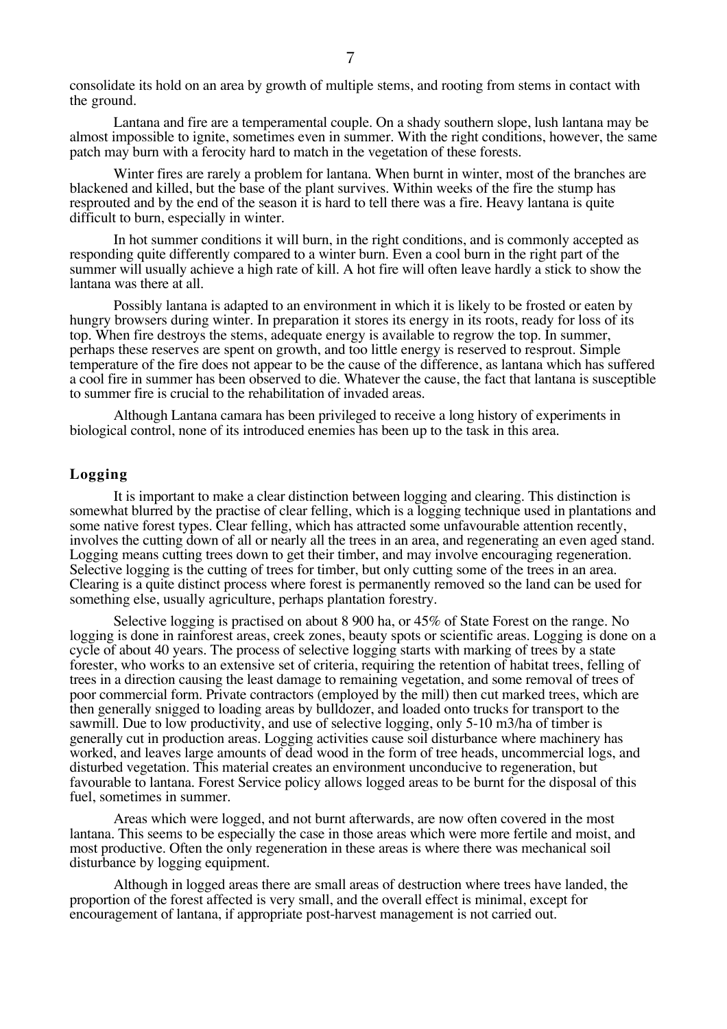consolidate its hold on an area by growth of multiple stems, and rooting from stems in contact with the ground.

Lantana and fire are a temperamental couple. On a shady southern slope, lush lantana may be almost impossible to ignite, sometimes even in summer. With the right conditions, however, the same patch may burn with a ferocity hard to match in the vegetation of these forests.

Winter fires are rarely a problem for lantana. When burnt in winter, most of the branches are blackened and killed, but the base of the plant survives. Within weeks of the fire the stump has resprouted and by the end of the season it is hard to tell there was a fire. Heavy lantana is quite difficult to burn, especially in winter.

In hot summer conditions it will burn, in the right conditions, and is commonly accepted as responding quite differently compared to a winter burn. Even a cool burn in the right part of the summer will usually achieve a high rate of kill. A hot fire will often leave hardly a stick to show the lantana was there at all.

Possibly lantana is adapted to an environment in which it is likely to be frosted or eaten by hungry browsers during winter. In preparation it stores its energy in its roots, ready for loss of its top. When fire destroys the stems, adequate energy is available to regrow the top. In summer, perhaps these reserves are spent on growth, and too little energy is reserved to resprout. Simple temperature of the fire does not appear to be the cause of the difference, as lantana which has suffered a cool fire in summer has been observed to die. Whatever the cause, the fact that lantana is susceptible to summer fire is crucial to the rehabilitation of invaded areas.

Although Lantana camara has been privileged to receive a long history of experiments in biological control, none of its introduced enemies has been up to the task in this area.

## Logging

It is important to make a clear distinction between logging and clearing. This distinction is somewhat blurred by the practise of clear felling, which is a logging technique used in plantations and some native forest types. Clear felling, which has attracted some unfavourable attention recently, involves the cutting down of all or nearly all the trees in an area, and regenerating an even aged stand. Logging means cutting trees down to get their timber, and may involve encouraging regeneration. Selective logging is the cutting of trees for timber, but only cutting some of the trees in an area. Clearing is a quite distinct process where forest is permanently removed so the land can be used for something else, usually agriculture, perhaps plantation forestry.

Selective logging is practised on about 8 900 ha, or 45% of State Forest on the range. No logging is done in rainforest areas, creek zones, beauty spots or scientific areas. Logging is done on a cycle of about 40 years. The process of selective logging starts with marking of trees by a state forester, who works to an extensive set of criteria, requiring the retention of habitat trees, felling of trees in a direction causing the least damage to remaining vegetation, and some removal of trees of poor commercial form. Private contractors (employed by the mill) then cut marked trees, which are then generally snigged to loading areas by bulldozer, and loaded onto trucks for transport to the sawmill. Due to low productivity, and use of selective logging, only 5-10 m3/ha of timber is generally cut in production areas. Logging activities cause soil disturbance where machinery has worked, and leaves large amounts of dead wood in the form of tree heads, uncommercial logs, and disturbed vegetation. This material creates an environment unconducive to regeneration, but favourable to lantana. Forest Service policy allows logged areas to be burnt for the disposal of this fuel, sometimes in summer.

Areas which were logged, and not burnt afterwards, are now often covered in the most lantana. This seems to be especially the case in those areas which were more fertile and moist, and most productive. Often the only regeneration in these areas is where there was mechanical soil disturbance by logging equipment.

Although in logged areas there are small areas of destruction where trees have landed, the proportion of the forest affected is very small, and the overall effect is minimal, except for encouragement of lantana, if appropriate post-harvest management is not carried out.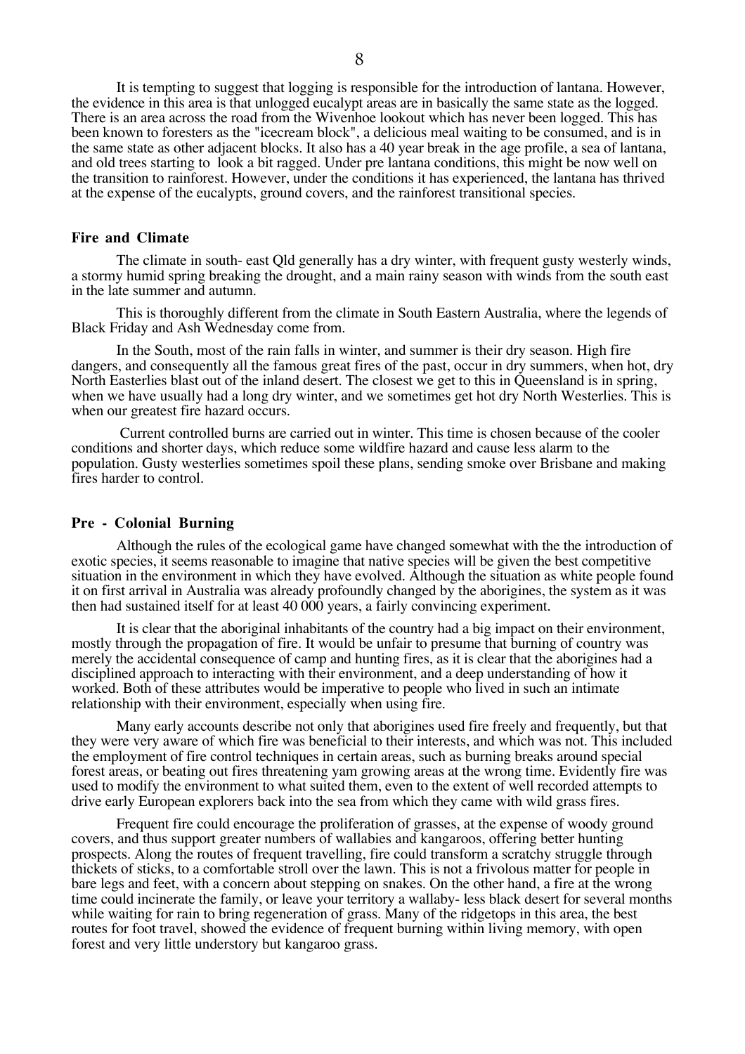It is tempting to suggest that logging is responsible for the introduction of lantana. However, the evidence in this area is that unlogged eucalypt areas are in basically the same state as the logged. There is an area across the road from the Wivenhoe lookout which has never been logged. This has been known to foresters as the "icecream block", a delicious meal waiting to be consumed, and is in the same state as other adjacent blocks. It also has a 40 year break in the age profile, a sea of lantana, and old trees starting to look a bit ragged. Under pre lantana conditions, this might be now well on the transition to rainforest. However, under the conditions it has experienced, the lantana has thrived at the expense of the eucalypts, ground covers, and the rainforest transitional species.

### Fire and Climate

The climate in south- east Qld generally has a dry winter, with frequent gusty westerly winds, a stormy humid spring breaking the drought, and a main rainy season with winds from the south east in the late summer and autumn.

This is thoroughly different from the climate in South Eastern Australia, where the legends of Black Friday and Ash Wednesday come from.

In the South, most of the rain falls in winter, and summer is their dry season. High fire dangers, and consequently all the famous great fires of the past, occur in dry summers, when hot, dry North Easterlies blast out of the inland desert. The closest we get to this in Queensland is in spring, when we have usually had a long dry winter, and we sometimes get hot dry North Westerlies. This is when our greatest fire hazard occurs.

Current controlled burns are carried out in winter. This time is chosen because of the cooler conditions and shorter days, which reduce some wildfire hazard and cause less alarm to the population. Gusty westerlies sometimes spoil these plans, sending smoke over Brisbane and making fires harder to control.

### Pre - Colonial Burning

Although the rules of the ecological game have changed somewhat with the the introduction of exotic species, it seems reasonable to imagine that native species will be given the best competitive situation in the environment in which they have evolved. Although the situation as white people found it on first arrival in Australia was already profoundly changed by the aborigines, the system as it was then had sustained itself for at least 40 000 years, a fairly convincing experiment.

It is clear that the aboriginal inhabitants of the country had a big impact on their environment, mostly through the propagation of fire. It would be unfair to presume that burning of country was merely the accidental consequence of camp and hunting fires, as it is clear that the aborigines had a disciplined approach to interacting with their environment, and a deep understanding of how it worked. Both of these attributes would be imperative to people who lived in such an intimate relationship with their environment, especially when using fire.

Many early accounts describe not only that aborigines used fire freely and frequently, but that they were very aware of which fire was beneficial to their interests, and which was not. This included the employment of fire control techniques in certain areas, such as burning breaks around special forest areas, or beating out fires threatening yam growing areas at the wrong time. Evidently fire was used to modify the environment to what suited them, even to the extent of well recorded attempts to drive early European explorers back into the sea from which they came with wild grass fires.

Frequent fire could encourage the proliferation of grasses, at the expense of woody ground covers, and thus support greater numbers of wallabies and kangaroos, offering better hunting prospects. Along the routes of frequent travelling, fire could transform a scratchy struggle through thickets of sticks, to a comfortable stroll over the lawn. This is not a frivolous matter for people in bare legs and feet, with a concern about stepping on snakes. On the other hand, a fire at the wrong time could incinerate the family, or leave your territory a wallaby- less black desert for several months while waiting for rain to bring regeneration of grass. Many of the ridgetops in this area, the best routes for foot travel, showed the evidence of frequent burning within living memory, with open forest and very little understory but kangaroo grass.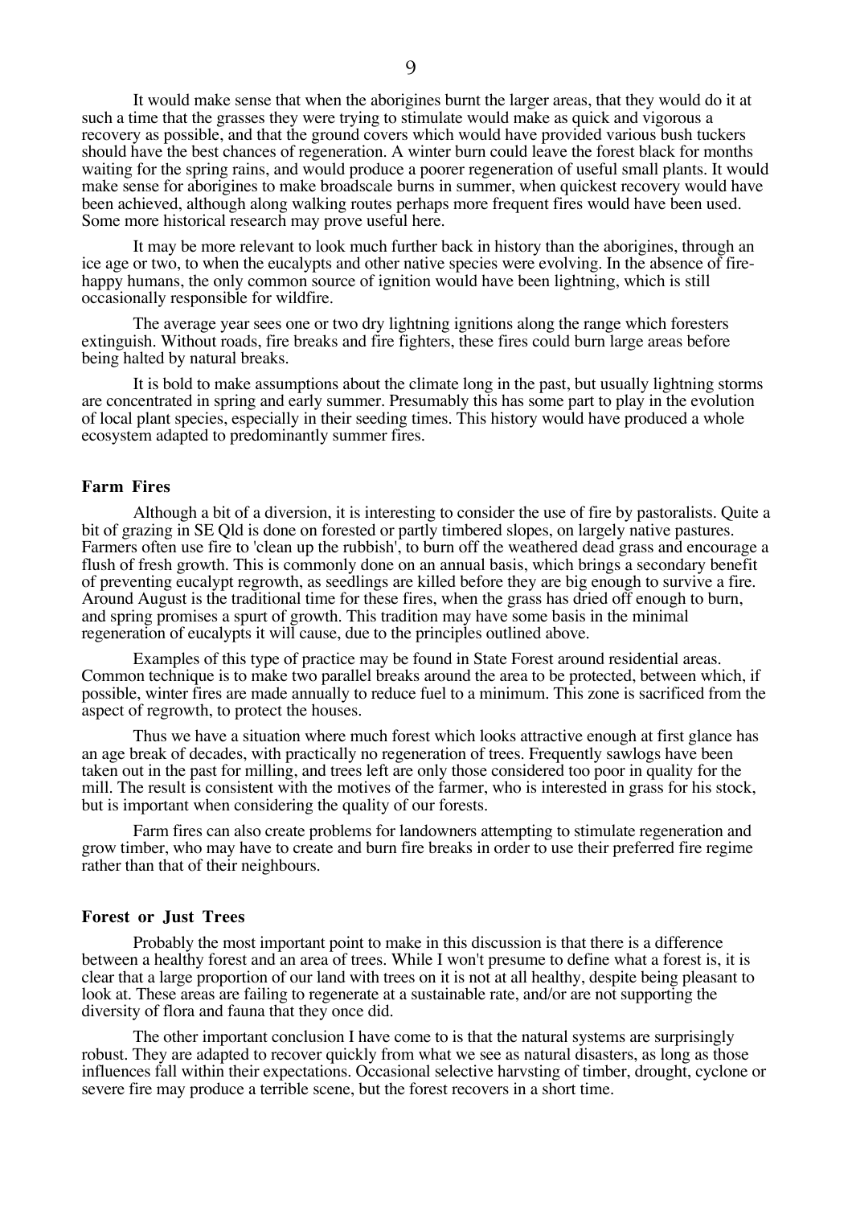It would make sense that when the aborigines burnt the larger areas, that they would do it at such a time that the grasses they were trying to stimulate would make as quick and vigorous a recovery as possible, and that the ground covers which would have provided various bush tuckers should have the best chances of regeneration. A winter burn could leave the forest black for months waiting for the spring rains, and would produce a poorer regeneration of useful small plants. It would make sense for aborigines to make broadscale burns in summer, when quickest recovery would have been achieved, although along walking routes perhaps more frequent fires would have been used. Some more historical research may prove useful here.

It may be more relevant to look much further back in history than the aborigines, through an ice age or two, to when the eucalypts and other native species were evolving. In the absence of fire-happy humans, the only common source of ignition would have been lightning, which is still occasionally responsible for wildfire.

The average year sees one or two dry lightning ignitions along the range which foresters extinguish. Without roads, fire breaks and fire fighters, these fires could burn large areas before being halted by natural breaks.

It is bold to make assumptions about the climate long in the past, but usually lightning storms are concentrated in spring and early summer. Presumably this has some part to play in the evolution of local plant species, especially in their seeding times. This history would have produced a whole ecosystem adapted to predominantly summer fires.

### Farm Fires

Although a bit of a diversion, it is interesting to consider the use of fire by pastoralists. Quite a bit of grazing in SE Qld is done on forested or partly timbered slopes, on largely native pastures. Farmers often use fire to 'clean up the rubbish', to burn off the weathered dead grass and encourage a flush of fresh growth. This is commonly done on an annual basis, which brings a secondary benefit of preventing eucalypt regrowth, as seedlings are killed before they are big enough to survive a fire. Around August is the traditional time for these fires, when the grass has dried off enough to burn, and spring promises a spurt of growth. This tradition may have some basis in the minimal regeneration of eucalypts it will cause, due to the principles outlined above.

Examples of this type of practice may be found in State Forest around residential areas. Common technique is to make two parallel breaks around the area to be protected, between which, if possible, winter fires are made annually to reduce fuel to a minimum. This zone is sacrificed from the aspect of regrowth, to protect the houses.

Thus we have a situation where much forest which looks attractive enough at first glance has an age break of decades, with practically no regeneration of trees. Frequently sawlogs have been taken out in the past for milling, and trees left are only those considered too poor in quality for the mill. The result is consistent with the motives of the farmer, who is interested in grass for his stock, but is important when considering the quality of our forests.

Farm fires can also create problems for landowners attempting to stimulate regeneration and grow timber, who may have to create and burn fire breaks in order to use their preferred fire regime rather than that of their neighbours.

### Forest or Just Trees

Probably the most important point to make in this discussion is that there is a difference between a healthy forest and an area of trees. While I won't presume to define what a forest is, it is clear that a large proportion of our land with trees on it is not at all healthy, despite being pleasant to look at. These areas are failing to regenerate at a sustainable rate, and/or are not supporting the diversity of flora and fauna that they once did.

The other important conclusion I have come to is that the natural systems are surprisingly robust. They are adapted to recover quickly from what we see as natural disasters, as long as those influences fall within their expectations. Occasional selective harvsting of timber, drought, cyclone or severe fire may produce a terrible scene, but the forest recovers in a short time.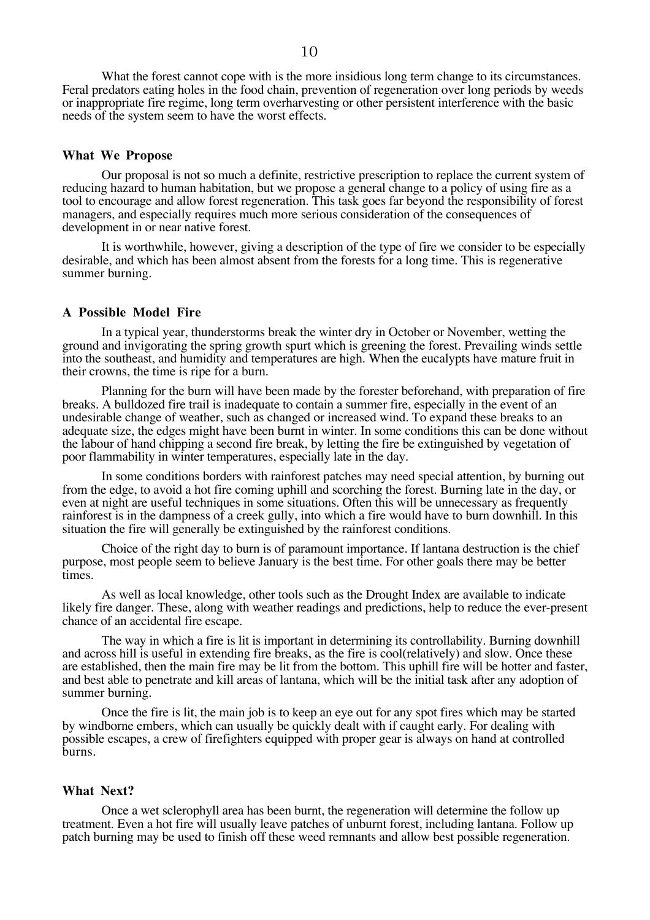What the forest cannot cope with is the more insidious long term change to its circumstances. Feral predators eating holes in the food chain, prevention of regeneration over long periods by weeds or inappropriate fire regime, long term overharvesting or other persistent interference with the basic needs of the system seem to have the worst effects.

### What We Propose

Our proposal is not so much a definite, restrictive prescription to replace the current system of reducing hazard to human habitation, but we propose a general change to a policy of using fire as a tool to encourage and allow forest regeneration. This task goes far beyond the responsibility of forest managers, and especially requires much more serious consideration of the consequences of development in or near native forest.

It is worthwhile, however, giving a description of the type of fire we consider to be especially desirable, and which has been almost absent from the forests for a long time. This is regenerative summer burning.

### A Possible Model Fire

In a typical year, thunderstorms break the winter dry in October or November, wetting the ground and invigorating the spring growth spurt which is greening the forest. Prevailing winds settle into the southeast, and humidity and temperatures are high. When the eucalypts have mature fruit in their crowns, the time is ripe for a burn.

Planning for the burn will have been made by the forester beforehand, with preparation of fire breaks. A bulldozed fire trail is inadequate to contain a summer fire, especially in the event of an undesirable change of weather, such as changed or increased wind. To expand these breaks to an adequate size, the edges might have been burnt in winter. In some conditions this can be done without the labour of hand chipping a second fire break, by letting the fire be extinguished by vegetation of poor flammability in winter temperatures, especially late in the day.

In some conditions borders with rainforest patches may need special attention, by burning out from the edge, to avoid a hot fire coming uphill and scorching the forest. Burning late in the day, or even at night are useful techniques in some situations. Often this will be unnecessary as frequently rainforest is in the dampness of a creek gully, into which a fire would have to burn downhill. In this situation the fire will generally be extinguished by the rainforest conditions.

Choice of the right day to burn is of paramount importance. If lantana destruction is the chief purpose, most people seem to believe January is the best time. For other goals there may be better times.

As well as local knowledge, other tools such as the Drought Index are available to indicate likely fire danger. These, along with weather readings and predictions, help to reduce the ever-present chance of an accidental fire escape.

The way in which a fire is lit is important in determining its controllability. Burning downhill and across hill is useful in extending fire breaks, as the fire is cool(relatively) and slow. Once these are established, then the main fire may be lit from the bottom. This uphill fire will be hotter and faster, and best able to penetrate and kill areas of lantana, which will be the initial task after any adoption of summer burning.

Once the fire is lit, the main job is to keep an eye out for any spot fires which may be started by windborne embers, which can usually be quickly dealt with if caught early. For dealing with possible escapes, a crew of firefighters equipped with proper gear is always on hand at controlled burns.

### What Next?

Once a wet sclerophyll area has been burnt, the regeneration will determine the follow up treatment. Even a hot fire will usually leave patches of unburnt forest, including lantana. Follow up patch burning may be used to finish off these weed remnants and allow best possible regeneration.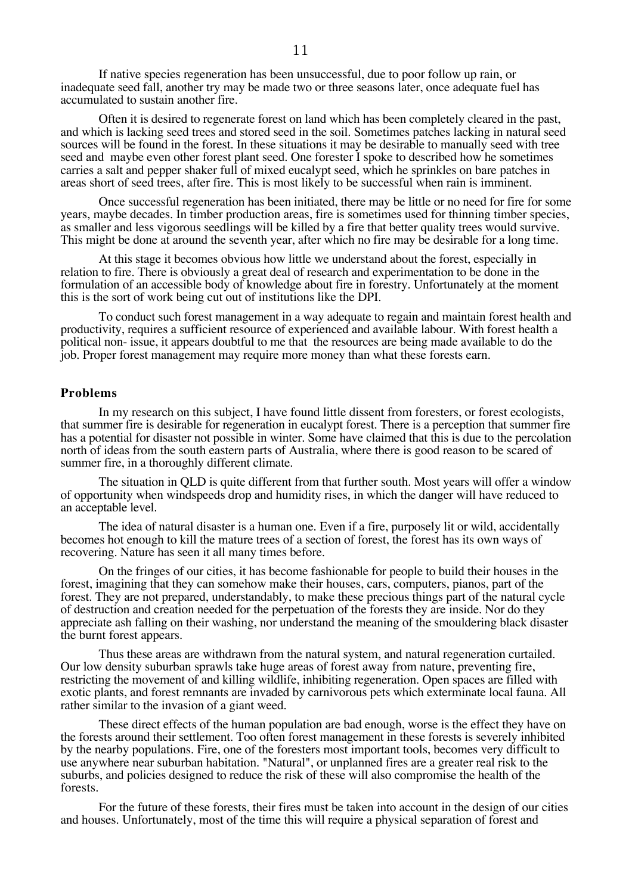If native species regeneration has been unsuccessful, due to poor follow up rain, or inadequate seed fall, another try may be made two or three seasons later, once adequate fuel has accumulated to sustain another fire.

Often it is desired to regenerate forest on land which has been completely cleared in the past, and which is lacking seed trees and stored seed in the soil. Sometimes patches lacking in natural seed sources will be found in the forest. In these situations it may be desirable to manually seed with tree seed and maybe even other forest plant seed. One forester I spoke to described how he sometimes carries a salt and pepper shaker full of mixed eucalypt seed, which he sprinkles on bare patches in areas short of seed trees, after fire. This is most likely to be successful when rain is imminent.

Once successful regeneration has been initiated, there may be little or no need for fire for some years, maybe decades. In timber production areas, fire is sometimes used for thinning timber species, as smaller and less vigorous seedlings will be killed by a fire that better quality trees would survive. This might be done at around the seventh year, after which no fire may be desirable for a long time.

At this stage it becomes obvious how little we understand about the forest, especially in relation to fire. There is obviously a great deal of research and experimentation to be done in the formulation of an accessible body of knowledge about fire in forestry. Unfortunately at the moment this is the sort of work being cut out of institutions like the DPI.

To conduct such forest management in a way adequate to regain and maintain forest health and productivity, requires a sufficient resource of experienced and available labour. With forest health a political non- issue, it appears doubtful to me that the resources are being made available to do the job. Proper forest management may require more money than what these forests earn.

### Problems

In my research on this subject, I have found little dissent from foresters, or forest ecologists, that summer fire is desirable for regeneration in eucalypt forest. There is a perception that summer fire has a potential for disaster not possible in winter. Some have claimed that this is due to the percolation north of ideas from the south eastern parts of Australia, where there is good reason to be scared of summer fire, in a thoroughly different climate.

The situation in QLD is quite different from that further south. Most years will offer a window of opportunity when windspeeds drop and humidity rises, in which the danger will have reduced to an acceptable level.

The idea of natural disaster is a human one. Even if a fire, purposely lit or wild, accidentally becomes hot enough to kill the mature trees of a section of forest, the forest has its own ways of recovering. Nature has seen it all many times before.

On the fringes of our cities, it has become fashionable for people to build their houses in the forest, imagining that they can somehow make their houses, cars, computers, pianos, part of the forest. They are not prepared, understandably, to make these precious things part of the natural cycle of destruction and creation needed for the perpetuation of the forests they are inside. Nor do they appreciate ash falling on their washing, nor understand the meaning of the smouldering black disaster the burnt forest appears.

Thus these areas are withdrawn from the natural system, and natural regeneration curtailed. Our low density suburban sprawls take huge areas of forest away from nature, preventing fire, restricting the movement of and killing wildlife, inhibiting regeneration. Open spaces are filled with exotic plants, and forest remnants are invaded by carnivorous pets which exterminate local fauna. All rather similar to the invasion of a giant weed.

These direct effects of the human population are bad enough, worse is the effect they have on the forests around their settlement. Too often forest management in these forests is severely inhibited by the nearby populations. Fire, one of the foresters most important tools, becomes very difficult to use anywhere near suburban habitation. "Natural", or unplanned fires are a greater real risk to the suburbs, and policies designed to reduce the risk of these will also compromise the health of the forests.

For the future of these forests, their fires must be taken into account in the design of our cities and houses. Unfortunately, most of the time this will require a physical separation of forest and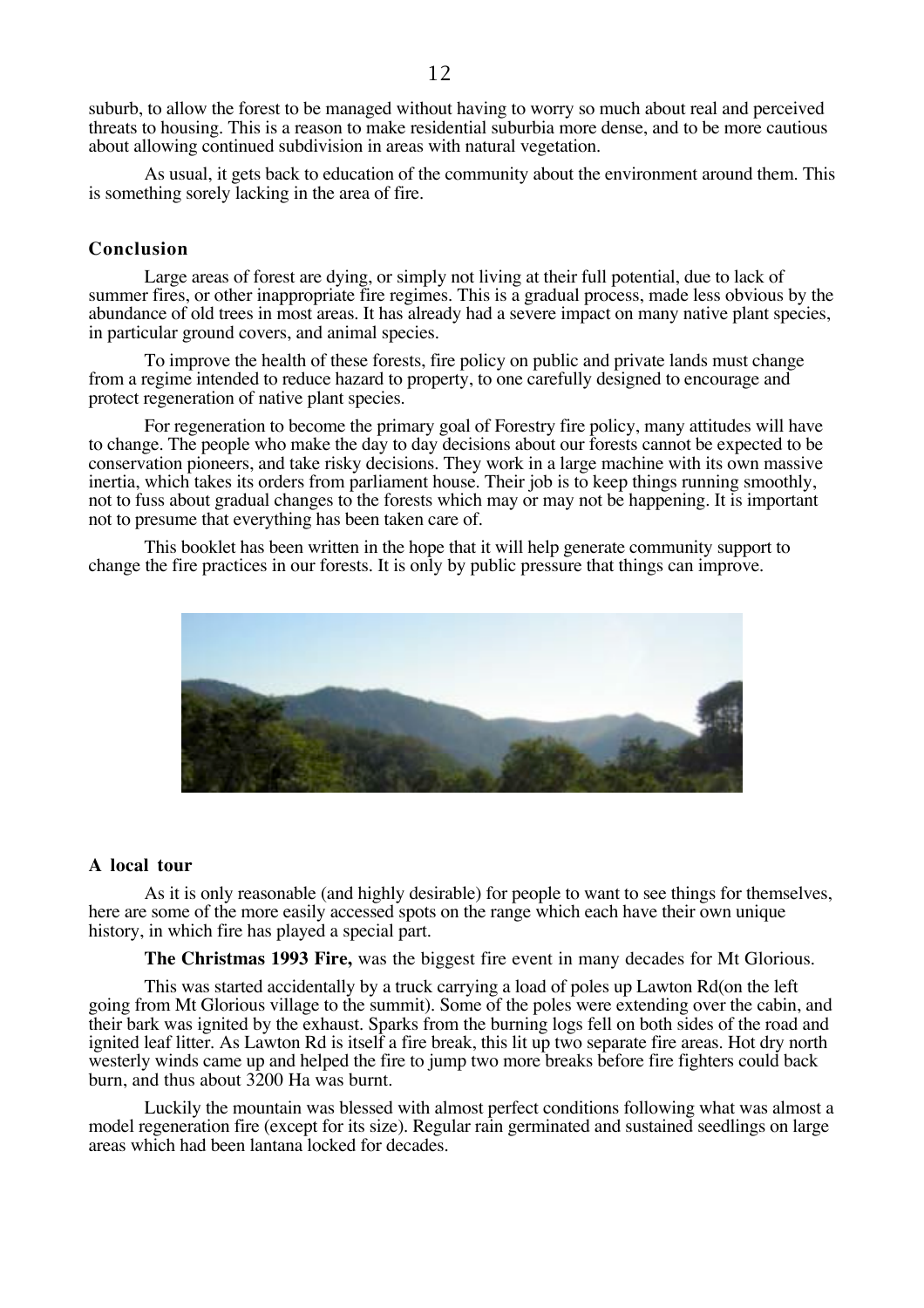suburb, to allow the forest to be managed without having to worry so much about real and perceived threats to housing. This is a reason to make residential suburbia more dense, and to be more cautious about allowing continued subdivision in areas with natural vegetation.

As usual, it gets back to education of the community about the environment around them. This is something sorely lacking in the area of fire.

### Conclusion

Large areas of forest are dying, or simply not living at their full potential, due to lack of summer fires, or other inappropriate fire regimes. This is a gradual process, made less obvious by the abundance of old trees in most areas. It has already had a severe impact on many native plant species, in particular ground covers, and animal species.

To improve the health of these forests, fire policy on public and private lands must change from a regime intended to reduce hazard to property, to one carefully designed to encourage and protect regeneration of native plant species.

For regeneration to become the primary goal of Forestry fire policy, many attitudes will have to change. The people who make the day to day decisions about our forests cannot be expected to be conservation pioneers, and take risky decisions. They work in a large machine with its own massive inertia, which takes its orders from parliament house. Their job is to keep things running smoothly, not to fuss about gradual changes to the forests which may or may not be happening. It is important not to presume that everything has been taken care of.

This booklet has been written in the hope that it will help generate community support to change the fire practices in our forests. It is only by public pressure that things can improve.

### A local tour

As it is only reasonable (and highly desirable) for people to want to see things for themselves, here are some of the more easily accessed spots on the range which each have their own unique history, in which fire has played a special part.

**The Christmas 1993 Fire,** was the biggest fire event in many decades for Mt Glorious.

This was started accidentally by a truck carrying a load of poles up Lawton Rd(on the left going from Mt Glorious village to the summit). Some of the poles were extending over the cabin, and their bark was ignited by the exhaust. Sparks from the burning logs fell on both sides of the road and ignited leaf litter. As Lawton Rd is itself a fire break, this lit up two separate fire areas. Hot dry north westerly winds came up and helped the fire to jump two more breaks before fire fighters could back burn, and thus about 3200 Ha was burnt.

Luckily the mountain was blessed with almost perfect conditions following what was almost a model regeneration fire (except for its size). Regular rain germinated and sustained seedlings on large areas which had been lantana locked for decades.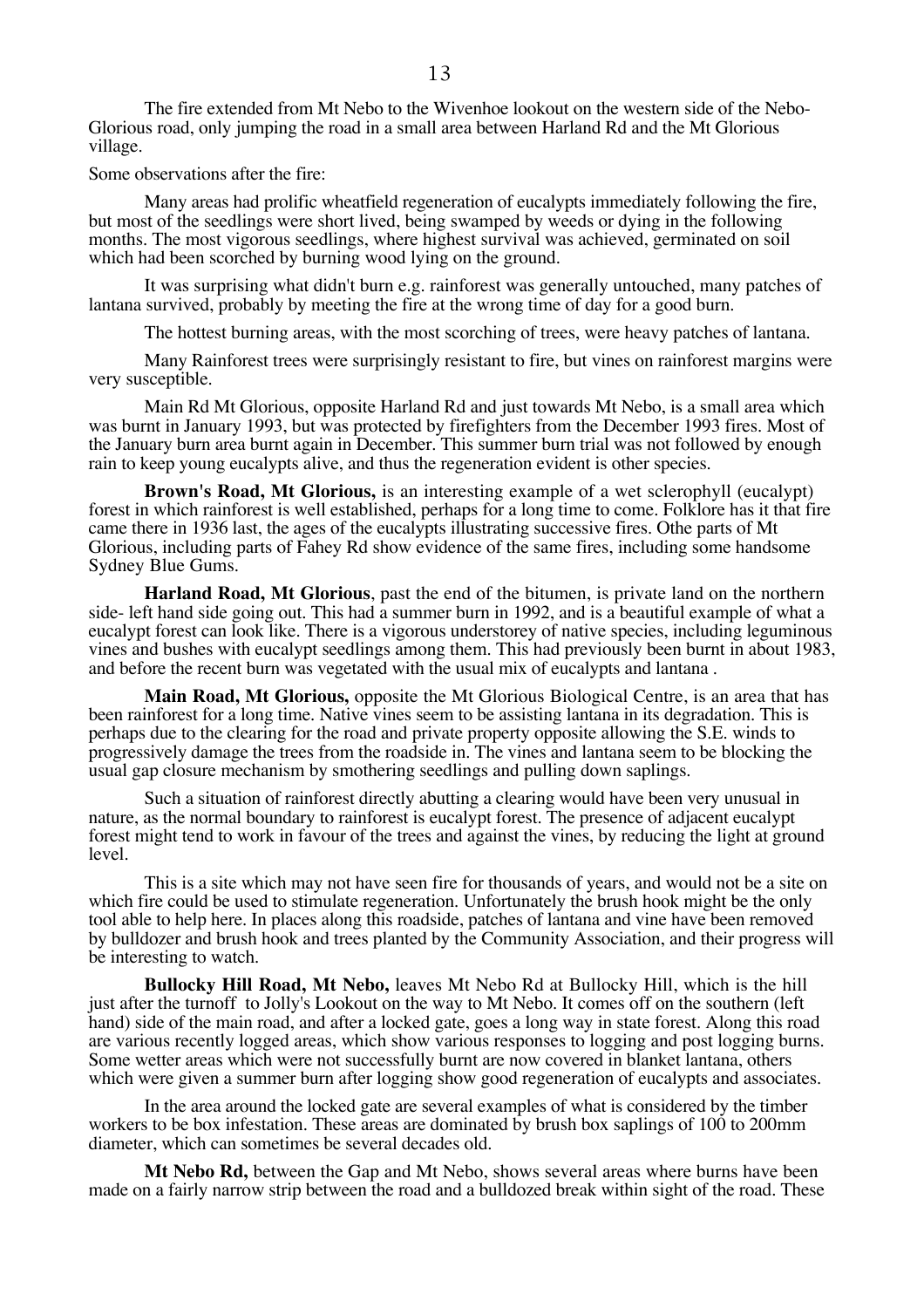The fire extended from Mt Nebo to the Wivenhoe lookout on the western side of the Nebo-Glorious road, only jumping the road in a small area between Harland Rd and the Mt Glorious village.

Some observations after the fire:

Many areas had prolific wheatfield regeneration of eucalypts immediately following the fire, but most of the seedlings were short lived, being swamped by weeds or dying in the following months. The most vigorous seedlings, where highest survival was achieved, germinated on soil which had been scorched by burning wood lying on the ground.

It was surprising what didn't burn e.g. rainforest was generally untouched, many patches of lantana survived, probably by meeting the fire at the wrong time of day for a good burn.

The hottest burning areas, with the most scorching of trees, were heavy patches of lantana.

Many Rainforest trees were surprisingly resistant to fire, but vines on rainforest margins were very susceptible.

Main Rd Mt Glorious, opposite Harland Rd and just towards Mt Nebo, is a small area which was burnt in January 1993, but was protected by firefighters from the December 1993 fires. Most of the January burn area burnt again in December. This summer burn trial was not followed by enough rain to keep young eucalypts alive, and thus the regeneration evident is other species.

**Brown's Road, Mt Glorious,** is an interesting example of a wet sclerophyll (eucalypt) forest in which rainforest is well established, perhaps for a long time to come. Folklore has it that fire came there in 1936 last, the ages of the eucalypts illustrating successive fires. Othe parts of Mt Glorious, including parts of Fahey Rd show evidence of the same fires, including some handsome Sydney Blue Gums.

**Harland Road, Mt Glorious**, past the end of the bitumen, is private land on the northern side- left hand side going out. This had a summer burn in 1992, and is a beautiful example of what a eucalypt forest can look like. There is a vigorous understorey of native species, including leguminous vines and bushes with eucalypt seedlings among them. This had previously been burnt in about 1983, and before the recent burn was vegetated with the usual mix of eucalypts and lantana .

**Main Road, Mt Glorious,** opposite the Mt Glorious Biological Centre, is an area that has been rainforest for a long time. Native vines seem to be assisting lantana in its degradation. This is perhaps due to the clearing for the road and private property opposite allowing the S.E. winds to progressively damage the trees from the roadside in. The vines and lantana seem to be blocking the usual gap closure mechanism by smothering seedlings and pulling down saplings.

Such a situation of rainforest directly abutting a clearing would have been very unusual in nature, as the normal boundary to rainforest is eucalypt forest. The presence of adjacent eucalypt forest might tend to work in favour of the trees and against the vines, by reducing the light at ground level.

This is a site which may not have seen fire for thousands of years, and would not be a site on which fire could be used to stimulate regeneration. Unfortunately the brush hook might be the only tool able to help here. In places along this roadside, patches of lantana and vine have been removed by bulldozer and brush hook and trees planted by the Community Association, and their progress will be interesting to watch.

**Bullocky Hill Road, Mt Nebo,** leaves Mt Nebo Rd at Bullocky Hill, which is the hill just after the turnoff to Jolly's Lookout on the way to Mt Nebo. It comes off on the southern (left hand) side of the main road, and after a locked gate, goes a long way in state forest. Along this road are various recently logged areas, which show various responses to logging and post logging burns. Some wetter areas which were not successfully burnt are now covered in blanket lantana, others which were given a summer burn after logging show good regeneration of eucalypts and associates.

In the area around the locked gate are several examples of what is considered by the timber workers to be box infestation. These areas are dominated by brush box saplings of 100 to 200mm diameter, which can sometimes be several decades old.

**Mt Nebo Rd,** between the Gap and Mt Nebo, shows several areas where burns have been made on a fairly narrow strip between the road and a bulldozed break within sight of the road. These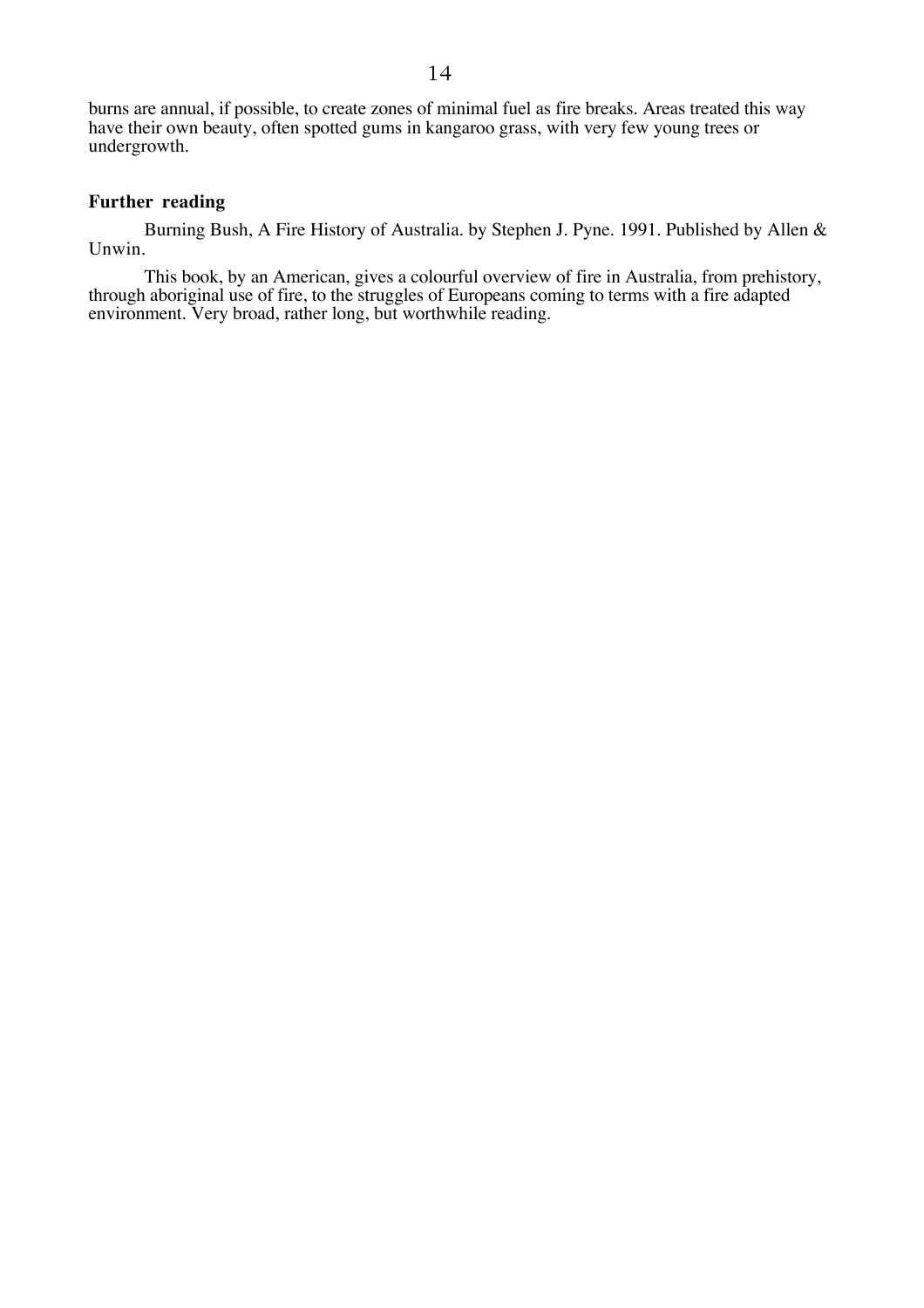burns are annual, if possible, to create zones of minimal fuel as fire breaks. Areas treated this way have their own beauty, often spotted gums in kangaroo grass, with very few young trees or undergrowth.

### Further reading

Burning Bush, A Fire History of Australia. by Stephen J. Pyne. 1991. Published by Allen & Unwin.

This book, by an American, gives a colourful overview of fire in Australia, from prehistory, through aboriginal use of fire, to the struggles of Europeans coming to terms with a fire adapted environment. Very broad, rather long, but worthwhile reading.